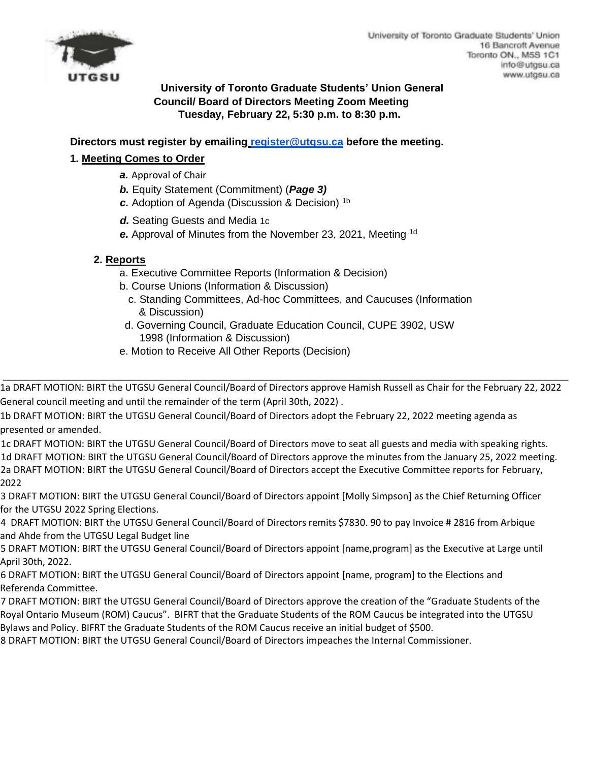University of Toronto Graduate Students' Union
16 Bancroft Avenue
Toronto ON., M5S 1C1
info@utgsu.ca
www.utgsu.ca

**University of Toronto Graduate Students' Union General Council/ Board of Directors Meeting Zoom Meeting Tuesday, February 22, 5:30 p.m. to 8:30 p.m.**

**Directors must register by emailing register@utgsu.ca before the meeting.**

**1. Meeting Comes to Order**

- ***a.*** Approval of Chair
- ***b.*** Equity Statement (Commitment) (***Page 3)***
- ***c.*** Adoption of Agenda (Discussion & Decision) [1b]
- ***d.*** Seating Guests and Media 1c
- ***e.*** Approval of Minutes from the November 23, 2021, Meeting [1d]

**2. Reports**

- a. Executive Committee Reports (Information & Decision)
- b. Course Unions (Information & Discussion)
- c. Standing Committees, Ad-hoc Committees, and Caucuses (Information & Discussion)
- d. Governing Council, Graduate Education Council, CUPE 3902, USW 1998 (Information & Discussion)
- e. Motion to Receive All Other Reports (Decision)

---

1a DRAFT MOTION: BIRT the UTGSU General Council/Board of Directors approve Hamish Russell as Chair for the February 22, 2022 General council meeting and until the remainder of the term (April 30th, 2022) .

1b DRAFT MOTION: BIRT the UTGSU General Council/Board of Directors adopt the February 22, 2022 meeting agenda as presented or amended.

1c DRAFT MOTION: BIRT the UTGSU General Council/Board of Directors move to seat all guests and media with speaking rights.

1d DRAFT MOTION: BIRT the UTGSU General Council/Board of Directors approve the minutes from the January 25, 2022 meeting.

2a DRAFT MOTION: BIRT the UTGSU General Council/Board of Directors accept the Executive Committee reports for February, 2022

3 DRAFT MOTION: BIRT the UTGSU General Council/Board of Directors appoint [Molly Simpson] as the Chief Returning Officer for the UTGSU 2022 Spring Elections.

4 DRAFT MOTION: BIRT the UTGSU General Council/Board of Directors remits $7830. 90 to pay Invoice # 2816 from Arbique and Ahde from the UTGSU Legal Budget line

5 DRAFT MOTION: BIRT the UTGSU General Council/Board of Directors appoint [name,program] as the Executive at Large until April 30th, 2022.

6 DRAFT MOTION: BIRT the UTGSU General Council/Board of Directors appoint [name, program] to the Elections and Referenda Committee.

7 DRAFT MOTION: BIRT the UTGSU General Council/Board of Directors approve the creation of the "Graduate Students of the Royal Ontario Museum (ROM) Caucus". BIFRT that the Graduate Students of the ROM Caucus be integrated into the UTGSU Bylaws and Policy. BIFRT the Graduate Students of the ROM Caucus receive an initial budget of $500.

8 DRAFT MOTION: BIRT the UTGSU General Council/Board of Directors impeaches the Internal Commissioner.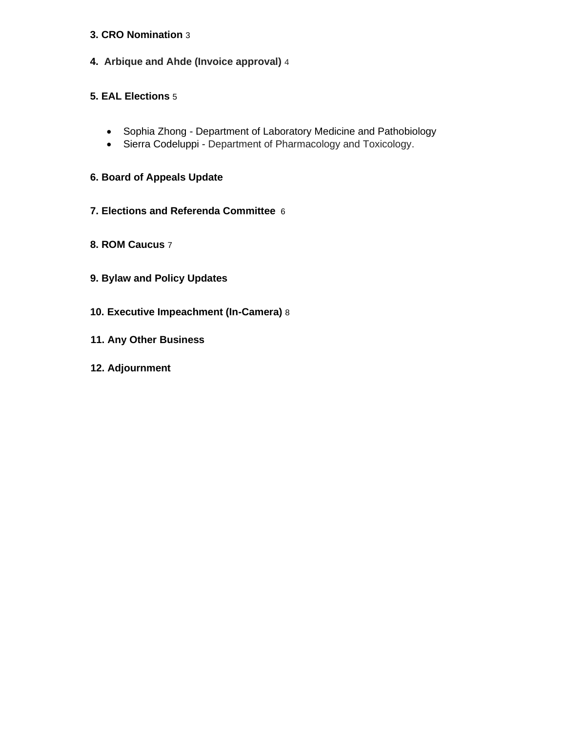**3. CRO Nomination** 3

**4. Arbique and Ahde (Invoice approval)** 4

**5. EAL Elections** 5

- Sophia Zhong - Department of Laboratory Medicine and Pathobiology
- Sierra Codeluppi - Department of Pharmacology and Toxicology.

**6. Board of Appeals Update**

**7. Elections and Referenda Committee** 6

**8. ROM Caucus** 7

**9. Bylaw and Policy Updates**

**10. Executive Impeachment (In-Camera)** 8

**11. Any Other Business**

**12. Adjournment**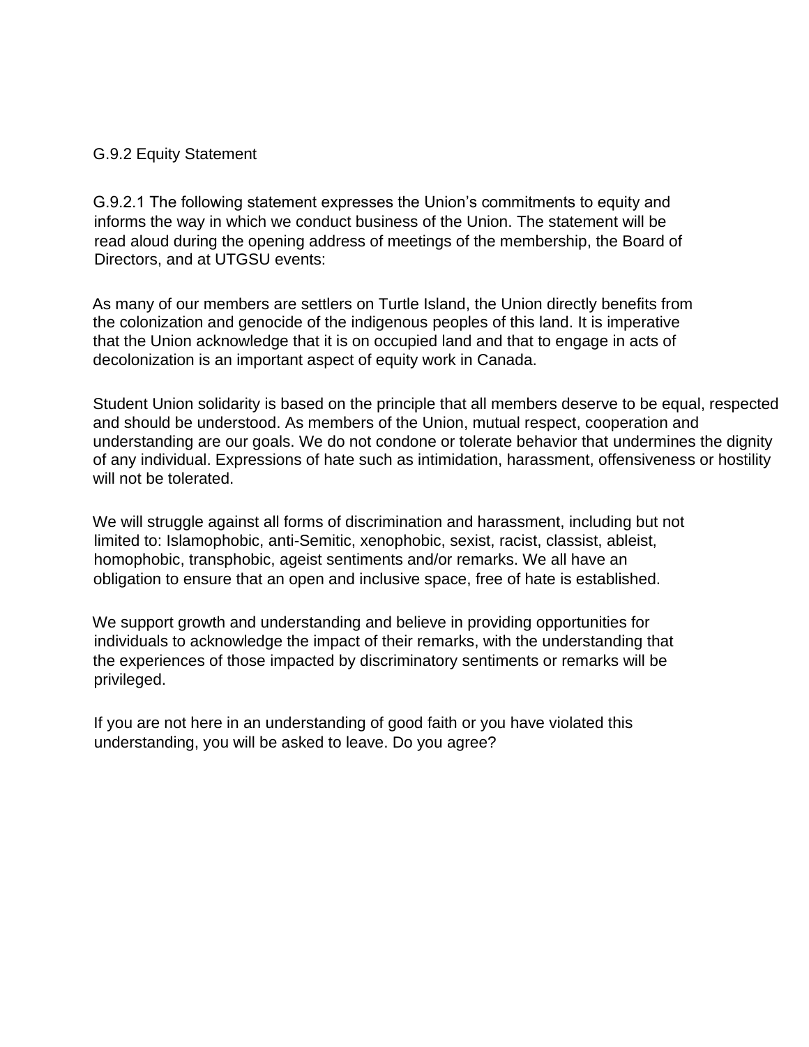G.9.2 Equity Statement

G.9.2.1 The following statement expresses the Union's commitments to equity and informs the way in which we conduct business of the Union. The statement will be read aloud during the opening address of meetings of the membership, the Board of Directors, and at UTGSU events:

As many of our members are settlers on Turtle Island, the Union directly benefits from the colonization and genocide of the indigenous peoples of this land. It is imperative that the Union acknowledge that it is on occupied land and that to engage in acts of decolonization is an important aspect of equity work in Canada.

Student Union solidarity is based on the principle that all members deserve to be equal, respected and should be understood. As members of the Union, mutual respect, cooperation and understanding are our goals. We do not condone or tolerate behavior that undermines the dignity of any individual. Expressions of hate such as intimidation, harassment, offensiveness or hostility will not be tolerated.

We will struggle against all forms of discrimination and harassment, including but not limited to: Islamophobic, anti-Semitic, xenophobic, sexist, racist, classist, ableist, homophobic, transphobic, ageist sentiments and/or remarks. We all have an obligation to ensure that an open and inclusive space, free of hate is established.

We support growth and understanding and believe in providing opportunities for individuals to acknowledge the impact of their remarks, with the understanding that the experiences of those impacted by discriminatory sentiments or remarks will be privileged.

If you are not here in an understanding of good faith or you have violated this understanding, you will be asked to leave. Do you agree?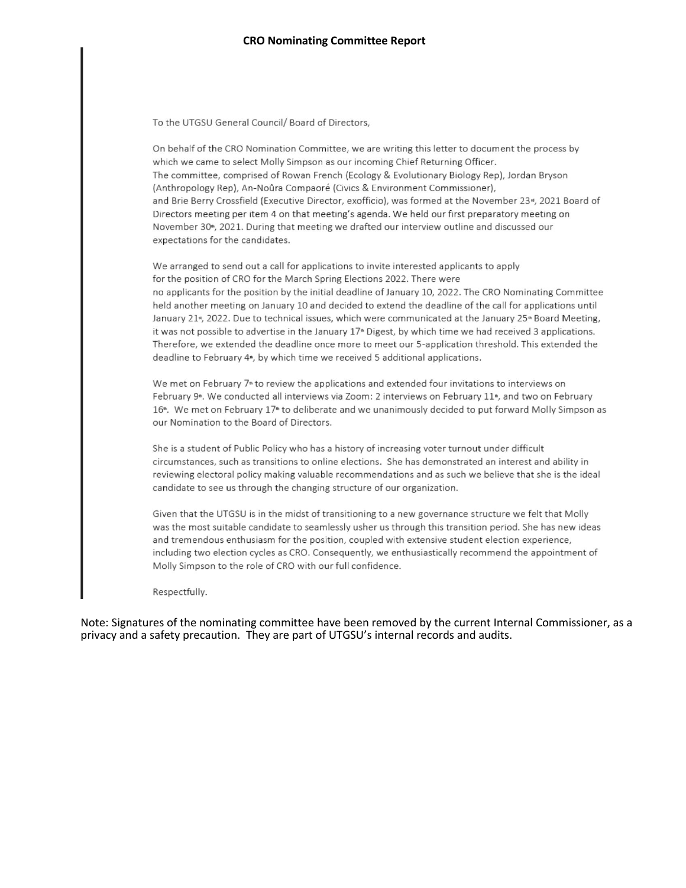# CRO Nominating Committee Report

To the UTGSU General Council/ Board of Directors,

On behalf of the CRO Nomination Committee, we are writing this letter to document the process by which we came to select Molly Simpson as our incoming Chief Returning Officer.
The committee, comprised of Rowan French (Ecology & Evolutionary Biology Rep), Jordan Bryson (Anthropology Rep), An-Noûra Compaoré (Civics & Environment Commissioner), and Brie Berry Crossfield (Executive Director, exofficio), was formed at the November 23rd, 2021 Board of Directors meeting per item 4 on that meeting's agenda. We held our first preparatory meeting on November 30th, 2021. During that meeting we drafted our interview outline and discussed our expectations for the candidates.

We arranged to send out a call for applications to invite interested applicants to apply for the position of CRO for the March Spring Elections 2022. There were no applicants for the position by the initial deadline of January 10, 2022. The CRO Nominating Committee held another meeting on January 10 and decided to extend the deadline of the call for applications until January 21st, 2022. Due to technical issues, which were communicated at the January 25th Board Meeting, it was not possible to advertise in the January 17th Digest, by which time we had received 3 applications. Therefore, we extended the deadline once more to meet our 5-application threshold. This extended the deadline to February 4th, by which time we received 5 additional applications.

We met on February 7th to review the applications and extended four invitations to interviews on February 9th. We conducted all interviews via Zoom: 2 interviews on February 11th, and two on February 16th. We met on February 17th to deliberate and we unanimously decided to put forward Molly Simpson as our Nomination to the Board of Directors.

She is a student of Public Policy who has a history of increasing voter turnout under difficult circumstances, such as transitions to online elections. She has demonstrated an interest and ability in reviewing electoral policy making valuable recommendations and as such we believe that she is the ideal candidate to see us through the changing structure of our organization.

Given that the UTGSU is in the midst of transitioning to a new governance structure we felt that Molly was the most suitable candidate to seamlessly usher us through this transition period. She has new ideas and tremendous enthusiasm for the position, coupled with extensive student election experience, including two election cycles as CRO. Consequently, we enthusiastically recommend the appointment of Molly Simpson to the role of CRO with our full confidence.

Respectfully.

Note: Signatures of the nominating committee have been removed by the current Internal Commissioner, as a privacy and a safety precaution. They are part of UTGSU's internal records and audits.